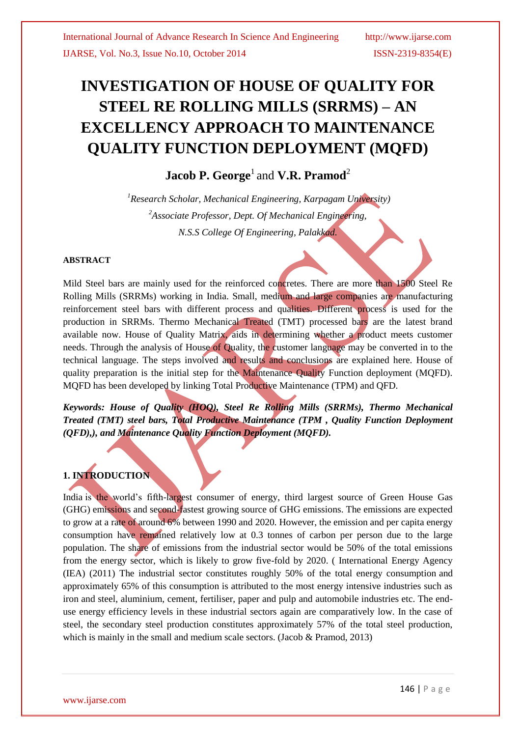# INVESTIGATION OF HOUSE OF QUALITY FOR STEEL RE ROLLING MILLS (SRRMS) – AN EXCELLENCY APPROACH TO MAINTENANCE QUALITY FUNCTION DEPLOYMENT (MQFD)

**Jacob P. George**[1] and **V.R. Pramod**[2]

[1]*Research Scholar, Mechanical Engineering, Karpagam University)*

[2]*Associate Professor, Dept. Of Mechanical Engineering,*

*N.S.S College Of Engineering, Palakkad.*

**ABSTRACT**

Mild Steel bars are mainly used for the reinforced concretes. There are more than 1500 Steel Re Rolling Mills (SRRMs) working in India. Small, medium and large companies are manufacturing reinforcement steel bars with different process and qualities. Different process is used for the production in SRRMs. Thermo Mechanical Treated (TMT) processed bars are the latest brand available now. House of Quality Matrix, aids in determining whether a product meets customer needs. Through the analysis of House of Quality, the customer language may be converted in to the technical language. The steps involved and results and conclusions are explained here. House of quality preparation is the initial step for the Maintenance Quality Function deployment (MQFD). MQFD has been developed by linking Total Productive Maintenance (TPM) and QFD.

***Keywords: House of Quality (HOQ), Steel Re Rolling Mills (SRRMs), Thermo Mechanical Treated (TMT) steel bars, Total Productive Maintenance (TPM , Quality Function Deployment (QFD),), and Maintenance Quality Function Deployment (MQFD).***

## 1. INTRODUCTION

India is the world's fifth-largest consumer of energy, third largest source of Green House Gas (GHG) emissions and second-fastest growing source of GHG emissions. The emissions are expected to grow at a rate of around 6% between 1990 and 2020. However, the emission and per capita energy consumption have remained relatively low at 0.3 tonnes of carbon per person due to the large population. The share of emissions from the industrial sector would be 50% of the total emissions from the energy sector, which is likely to grow five-fold by 2020. ( International Energy Agency (IEA) (2011) The industrial sector constitutes roughly 50% of the total energy consumption and approximately 65% of this consumption is attributed to the most energy intensive industries such as iron and steel, aluminium, cement, fertiliser, paper and pulp and automobile industries etc. The end-use energy efficiency levels in these industrial sectors again are comparatively low. In the case of steel, the secondary steel production constitutes approximately 57% of the total steel production, which is mainly in the small and medium scale sectors. (Jacob & Pramod, 2013)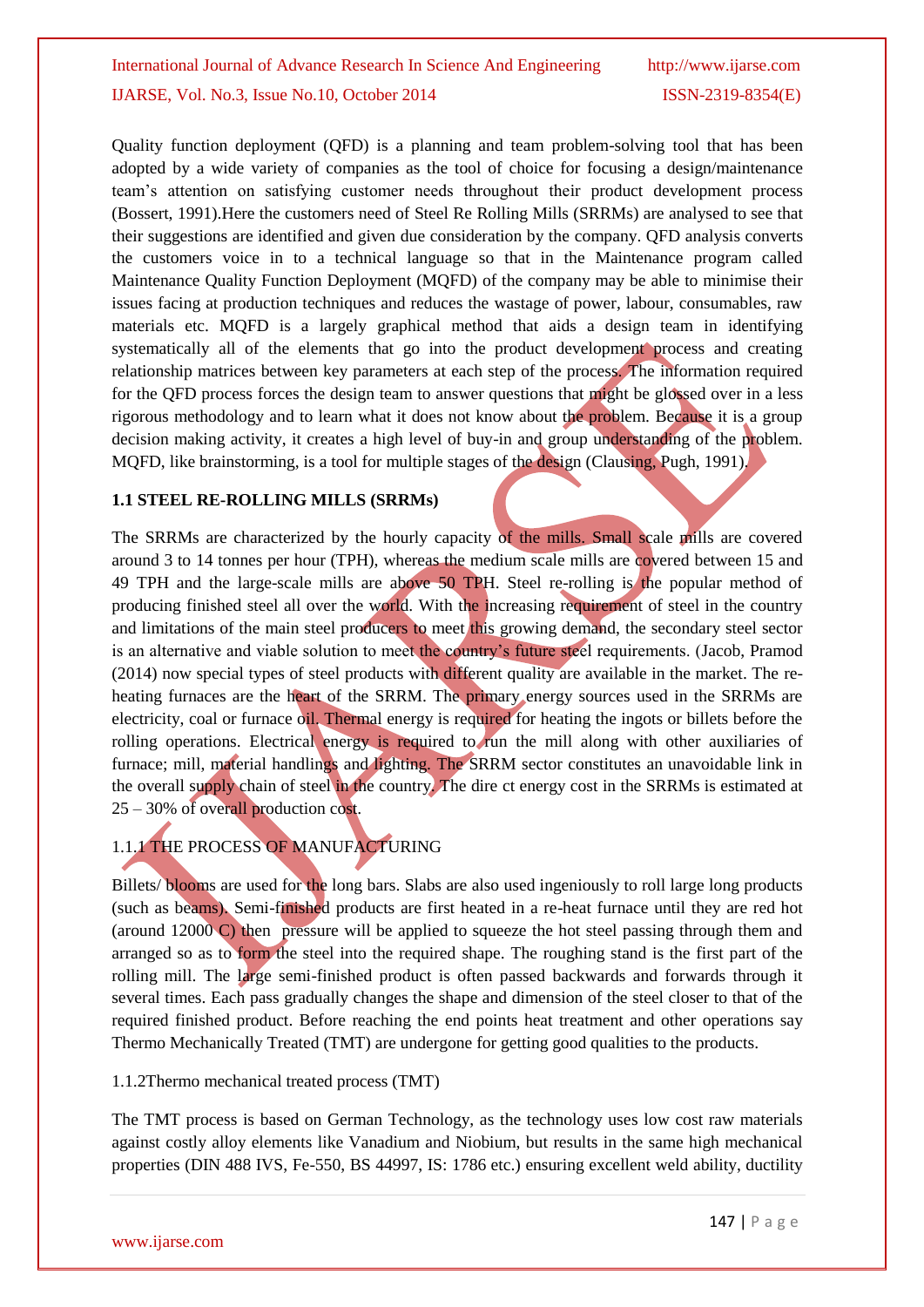Quality function deployment (QFD) is a planning and team problem-solving tool that has been adopted by a wide variety of companies as the tool of choice for focusing a design/maintenance team's attention on satisfying customer needs throughout their product development process (Bossert, 1991).Here the customers need of Steel Re Rolling Mills (SRRMs) are analysed to see that their suggestions are identified and given due consideration by the company. QFD analysis converts the customers voice in to a technical language so that in the Maintenance program called Maintenance Quality Function Deployment (MQFD) of the company may be able to minimise their issues facing at production techniques and reduces the wastage of power, labour, consumables, raw materials etc. MQFD is a largely graphical method that aids a design team in identifying systematically all of the elements that go into the product development process and creating relationship matrices between key parameters at each step of the process. The information required for the QFD process forces the design team to answer questions that might be glossed over in a less rigorous methodology and to learn what it does not know about the problem. Because it is a group decision making activity, it creates a high level of buy-in and group understanding of the problem. MQFD, like brainstorming, is a tool for multiple stages of the design (Clausing, Pugh, 1991).

### 1.1 STEEL RE-ROLLING MILLS (SRRMs)

The SRRMs are characterized by the hourly capacity of the mills. Small scale mills are covered around 3 to 14 tonnes per hour (TPH), whereas the medium scale mills are covered between 15 and 49 TPH and the large-scale mills are above 50 TPH. Steel re-rolling is the popular method of producing finished steel all over the world. With the increasing requirement of steel in the country and limitations of the main steel producers to meet this growing demand, the secondary steel sector is an alternative and viable solution to meet the country's future steel requirements. (Jacob, Pramod (2014) now special types of steel products with different quality are available in the market. The re-heating furnaces are the heart of the SRRM. The primary energy sources used in the SRRMs are electricity, coal or furnace oil. Thermal energy is required for heating the ingots or billets before the rolling operations. Electrical energy is required to run the mill along with other auxiliaries of furnace; mill, material handlings and lighting. The SRRM sector constitutes an unavoidable link in the overall supply chain of steel in the country. The dire ct energy cost in the SRRMs is estimated at 25 – 30% of overall production cost.

#### 1.1.1 THE PROCESS OF MANUFACTURING

Billets/ blooms are used for the long bars. Slabs are also used ingeniously to roll large long products (such as beams). Semi-finished products are first heated in a re-heat furnace until they are red hot (around 12000 C) then pressure will be applied to squeeze the hot steel passing through them and arranged so as to form the steel into the required shape. The roughing stand is the first part of the rolling mill. The large semi-finished product is often passed backwards and forwards through it several times. Each pass gradually changes the shape and dimension of the steel closer to that of the required finished product. Before reaching the end points heat treatment and other operations say Thermo Mechanically Treated (TMT) are undergone for getting good qualities to the products.

#### 1.1.2Thermo mechanical treated process (TMT)

The TMT process is based on German Technology, as the technology uses low cost raw materials against costly alloy elements like Vanadium and Niobium, but results in the same high mechanical properties (DIN 488 IVS, Fe-550, BS 44997, IS: 1786 etc.) ensuring excellent weld ability, ductility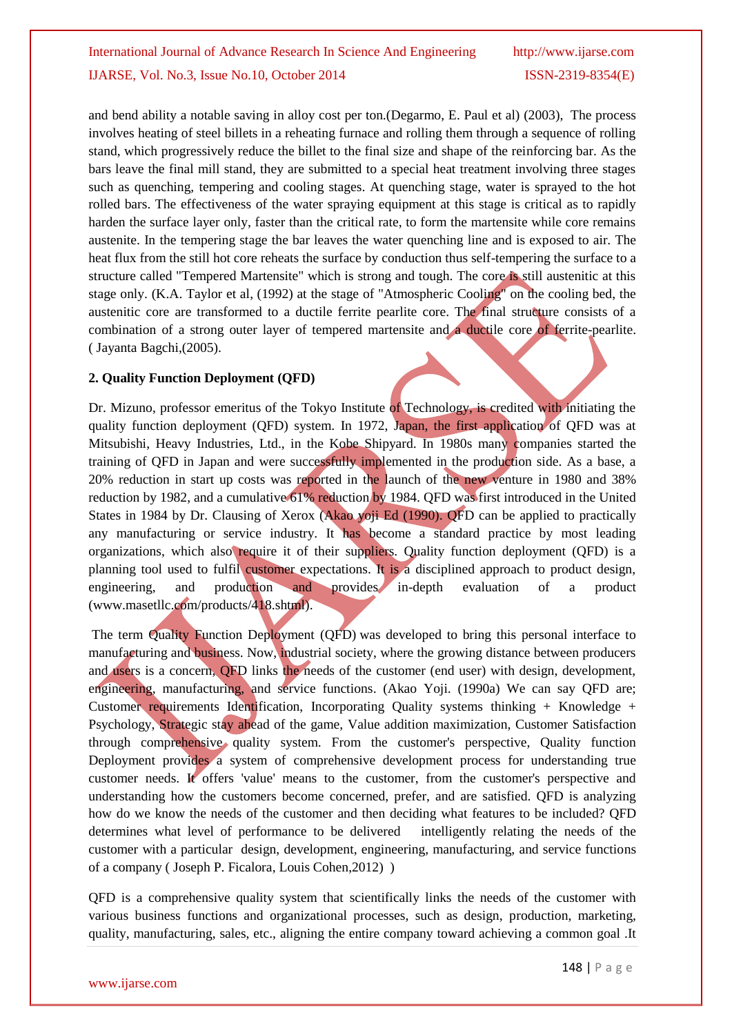and bend ability a notable saving in alloy cost per ton.(Degarmo, E. Paul et al) (2003), The process involves heating of steel billets in a reheating furnace and rolling them through a sequence of rolling stand, which progressively reduce the billet to the final size and shape of the reinforcing bar. As the bars leave the final mill stand, they are submitted to a special heat treatment involving three stages such as quenching, tempering and cooling stages. At quenching stage, water is sprayed to the hot rolled bars. The effectiveness of the water spraying equipment at this stage is critical as to rapidly harden the surface layer only, faster than the critical rate, to form the martensite while core remains austenite. In the tempering stage the bar leaves the water quenching line and is exposed to air. The heat flux from the still hot core reheats the surface by conduction thus self-tempering the surface to a structure called "Tempered Martensite" which is strong and tough. The core is still austenitic at this stage only. (K.A. Taylor et al, (1992) at the stage of "Atmospheric Cooling" on the cooling bed, the austenitic core are transformed to a ductile ferrite pearlite core. The final structure consists of a combination of a strong outer layer of tempered martensite and a ductile core of ferrite-pearlite. ( Jayanta Bagchi,(2005).

## 2. Quality Function Deployment (QFD)

Dr. Mizuno, professor emeritus of the Tokyo Institute of Technology, is credited with initiating the quality function deployment (QFD) system. In 1972, Japan, the first application of QFD was at Mitsubishi, Heavy Industries, Ltd., in the Kobe Shipyard. In 1980s many companies started the training of QFD in Japan and were successfully implemented in the production side. As a base, a 20% reduction in start up costs was reported in the launch of the new venture in 1980 and 38% reduction by 1982, and a cumulative 61% reduction by 1984. QFD was first introduced in the United States in 1984 by Dr. Clausing of Xerox (Akao yoji Ed (1990). QFD can be applied to practically any manufacturing or service industry. It has become a standard practice by most leading organizations, which also require it of their suppliers. Quality function deployment (QFD) is a planning tool used to fulfil customer expectations. It is a disciplined approach to product design, engineering, and production and provides in-depth evaluation of a product (www.masetllc.com/products/418.shtml).

The term Quality Function Deployment (QFD) was developed to bring this personal interface to manufacturing and business. Now, industrial society, where the growing distance between producers and users is a concern, QFD links the needs of the customer (end user) with design, development, engineering, manufacturing, and service functions. (Akao Yoji. (1990a) We can say QFD are; Customer requirements Identification, Incorporating Quality systems thinking + Knowledge + Psychology, Strategic stay ahead of the game, Value addition maximization, Customer Satisfaction through comprehensive quality system. From the customer's perspective, Quality function Deployment provides a system of comprehensive development process for understanding true customer needs. It offers 'value' means to the customer, from the customer's perspective and understanding how the customers become concerned, prefer, and are satisfied. QFD is analyzing how do we know the needs of the customer and then deciding what features to be included? QFD determines what level of performance to be delivered intelligently relating the needs of the customer with a particular design, development, engineering, manufacturing, and service functions of a company ( Joseph P. Ficalora, Louis Cohen,2012) )

QFD is a comprehensive quality system that scientifically links the needs of the customer with various business functions and organizational processes, such as design, production, marketing, quality, manufacturing, sales, etc., aligning the entire company toward achieving a common goal .It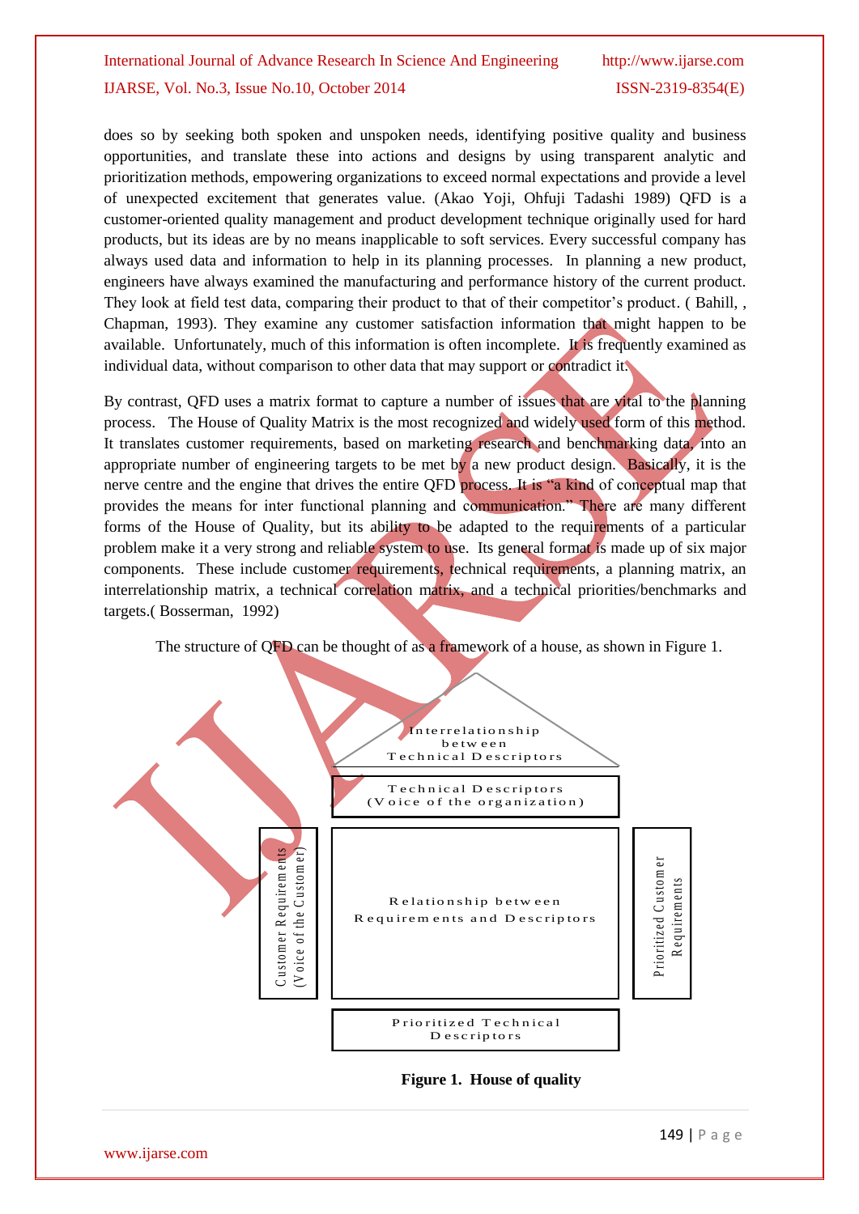does so by seeking both spoken and unspoken needs, identifying positive quality and business opportunities, and translate these into actions and designs by using transparent analytic and prioritization methods, empowering organizations to exceed normal expectations and provide a level of unexpected excitement that generates value. (Akao Yoji, Ohfuji Tadashi 1989) QFD is a customer-oriented quality management and product development technique originally used for hard products, but its ideas are by no means inapplicable to soft services. Every successful company has always used data and information to help in its planning processes. In planning a new product, engineers have always examined the manufacturing and performance history of the current product. They look at field test data, comparing their product to that of their competitor's product. ( Bahill, , Chapman, 1993). They examine any customer satisfaction information that might happen to be available. Unfortunately, much of this information is often incomplete. It is frequently examined as individual data, without comparison to other data that may support or contradict it.

By contrast, QFD uses a matrix format to capture a number of issues that are vital to the planning process. The House of Quality Matrix is the most recognized and widely used form of this method. It translates customer requirements, based on marketing research and benchmarking data, into an appropriate number of engineering targets to be met by a new product design. Basically, it is the nerve centre and the engine that drives the entire QFD process. It is "a kind of conceptual map that provides the means for inter functional planning and communication." There are many different forms of the House of Quality, but its ability to be adapted to the requirements of a particular problem make it a very strong and reliable system to use. Its general format is made up of six major components. These include customer requirements, technical requirements, a planning matrix, an interrelationship matrix, a technical correlation matrix, and a technical priorities/benchmarks and targets.( Bosserman, 1992)

The structure of QFD can be thought of as a framework of a house, as shown in Figure 1.

Interrelationship between Technical Descriptors

Technical Descriptors (Voice of the organization)

Customer Requirements (Voice of the Customer)

Relationship between Requirements and Descriptors

Prioritized Customer Requirements

Prioritized Technical Descriptors

**Figure 1. House of quality**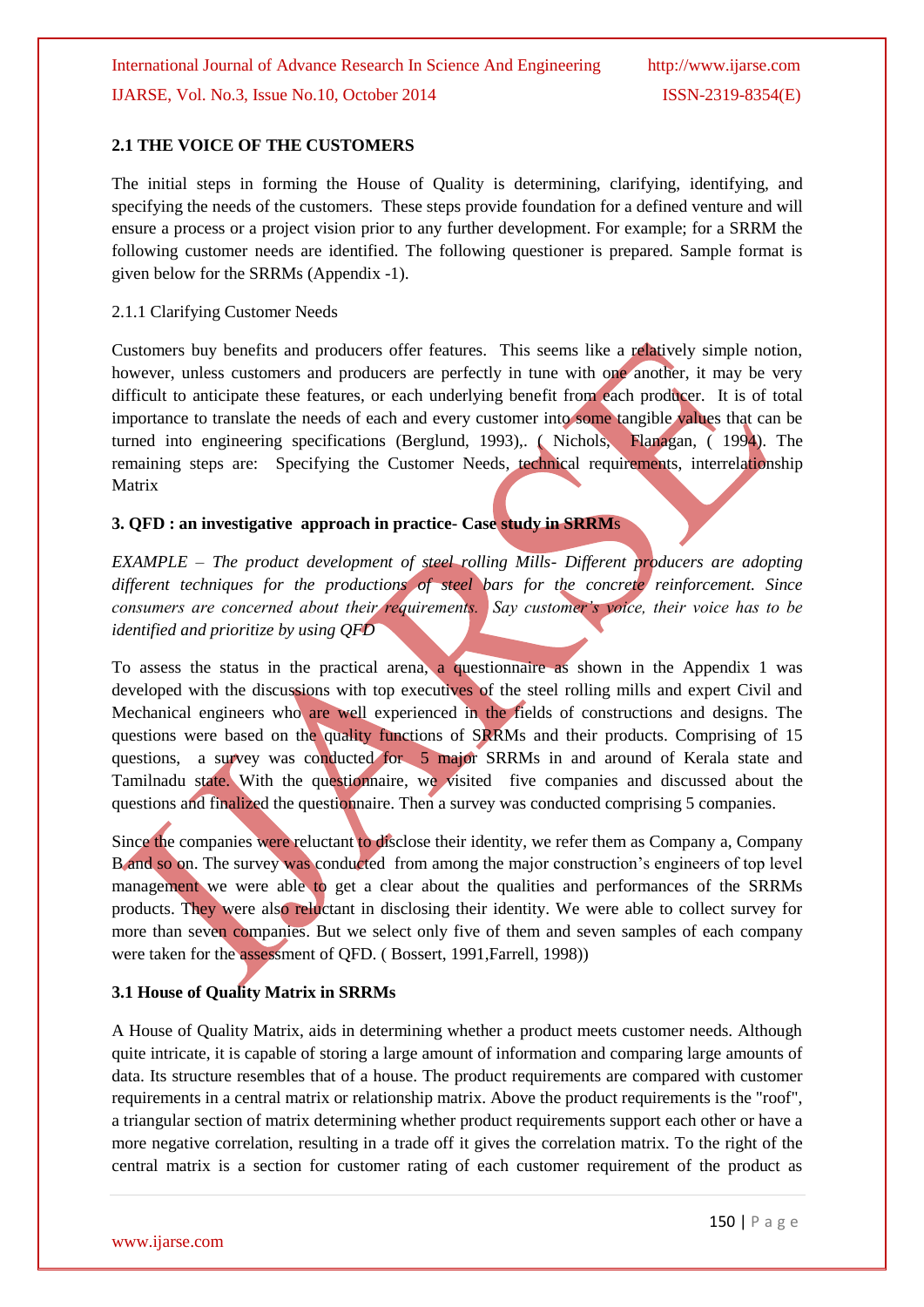### 2.1 THE VOICE OF THE CUSTOMERS

The initial steps in forming the House of Quality is determining, clarifying, identifying, and specifying the needs of the customers. These steps provide foundation for a defined venture and will ensure a process or a project vision prior to any further development. For example; for a SRRM the following customer needs are identified. The following questioner is prepared. Sample format is given below for the SRRMs (Appendix -1).

2.1.1 Clarifying Customer Needs

Customers buy benefits and producers offer features. This seems like a relatively simple notion, however, unless customers and producers are perfectly in tune with one another, it may be very difficult to anticipate these features, or each underlying benefit from each producer. It is of total importance to translate the needs of each and every customer into some tangible values that can be turned into engineering specifications (Berglund, 1993),. ( Nichols, Flanagan, ( 1994). The remaining steps are: Specifying the Customer Needs, technical requirements, interrelationship Matrix

### 3. QFD : an investigative approach in practice- Case study in SRRMs

*EXAMPLE – The product development of steel rolling Mills- Different producers are adopting different techniques for the productions of steel bars for the concrete reinforcement. Since consumers are concerned about their requirements. Say customer's voice, their voice has to be identified and prioritize by using QFD*

To assess the status in the practical arena, a questionnaire as shown in the Appendix 1 was developed with the discussions with top executives of the steel rolling mills and expert Civil and Mechanical engineers who are well experienced in the fields of constructions and designs. The questions were based on the quality functions of SRRMs and their products. Comprising of 15 questions, a survey was conducted for 5 major SRRMs in and around of Kerala state and Tamilnadu state. With the questionnaire, we visited five companies and discussed about the questions and finalized the questionnaire. Then a survey was conducted comprising 5 companies.

Since the companies were reluctant to disclose their identity, we refer them as Company a, Company B and so on. The survey was conducted from among the major construction's engineers of top level management we were able to get a clear about the qualities and performances of the SRRMs products. They were also reluctant in disclosing their identity. We were able to collect survey for more than seven companies. But we select only five of them and seven samples of each company were taken for the assessment of QFD. ( Bossert, 1991,Farrell, 1998))

### 3.1 House of Quality Matrix in SRRMs

A House of Quality Matrix, aids in determining whether a product meets customer needs. Although quite intricate, it is capable of storing a large amount of information and comparing large amounts of data. Its structure resembles that of a house. The product requirements are compared with customer requirements in a central matrix or relationship matrix. Above the product requirements is the "roof", a triangular section of matrix determining whether product requirements support each other or have a more negative correlation, resulting in a trade off it gives the correlation matrix. To the right of the central matrix is a section for customer rating of each customer requirement of the product as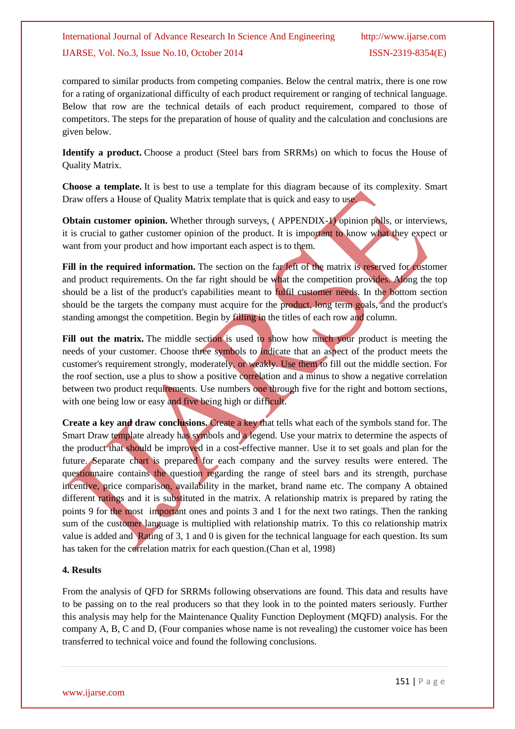compared to similar products from competing companies. Below the central matrix, there is one row for a rating of organizational difficulty of each product requirement or ranging of technical language. Below that row are the technical details of each product requirement, compared to those of competitors. The steps for the preparation of house of quality and the calculation and conclusions are given below.

**Identify a product.** Choose a product (Steel bars from SRRMs) on which to focus the House of Quality Matrix.

**Choose a template.** It is best to use a template for this diagram because of its complexity. Smart Draw offers a House of Quality Matrix template that is quick and easy to use.

**Obtain customer opinion.** Whether through surveys, ( APPENDIX-1) opinion polls, or interviews, it is crucial to gather customer opinion of the product. It is important to know what they expect or want from your product and how important each aspect is to them.

**Fill in the required information.** The section on the far left of the matrix is reserved for customer and product requirements. On the far right should be what the competition provides. Along the top should be a list of the product's capabilities meant to fulfil customer needs. In the bottom section should be the targets the company must acquire for the product, long term goals, and the product's standing amongst the competition. Begin by filling in the titles of each row and column.

**Fill out the matrix.** The middle section is used to show how much your product is meeting the needs of your customer. Choose three symbols to indicate that an aspect of the product meets the customer's requirement strongly, moderately, or weakly. Use them to fill out the middle section. For the roof section, use a plus to show a positive correlation and a minus to show a negative correlation between two product requirements. Use numbers one through five for the right and bottom sections, with one being low or easy and five being high or difficult.

**Create a key and draw conclusions.** Create a key that tells what each of the symbols stand for. The Smart Draw template already has symbols and a legend. Use your matrix to determine the aspects of the product that should be improved in a cost-effective manner. Use it to set goals and plan for the future. Separate chart is prepared for each company and the survey results were entered. The questionnaire contains the question regarding the range of steel bars and its strength, purchase incentive, price comparison, availability in the market, brand name etc. The company A obtained different ratings and it is substituted in the matrix. A relationship matrix is prepared by rating the points 9 for the most important ones and points 3 and 1 for the next two ratings. Then the ranking sum of the customer language is multiplied with relationship matrix. To this co relationship matrix value is added and Rating of 3, 1 and 0 is given for the technical language for each question. Its sum has taken for the correlation matrix for each question.(Chan et al, 1998)

### 4. Results

From the analysis of QFD for SRRMs following observations are found. This data and results have to be passing on to the real producers so that they look in to the pointed maters seriously. Further this analysis may help for the Maintenance Quality Function Deployment (MQFD) analysis. For the company A, B, C and D, (Four companies whose name is not revealing) the customer voice has been transferred to technical voice and found the following conclusions.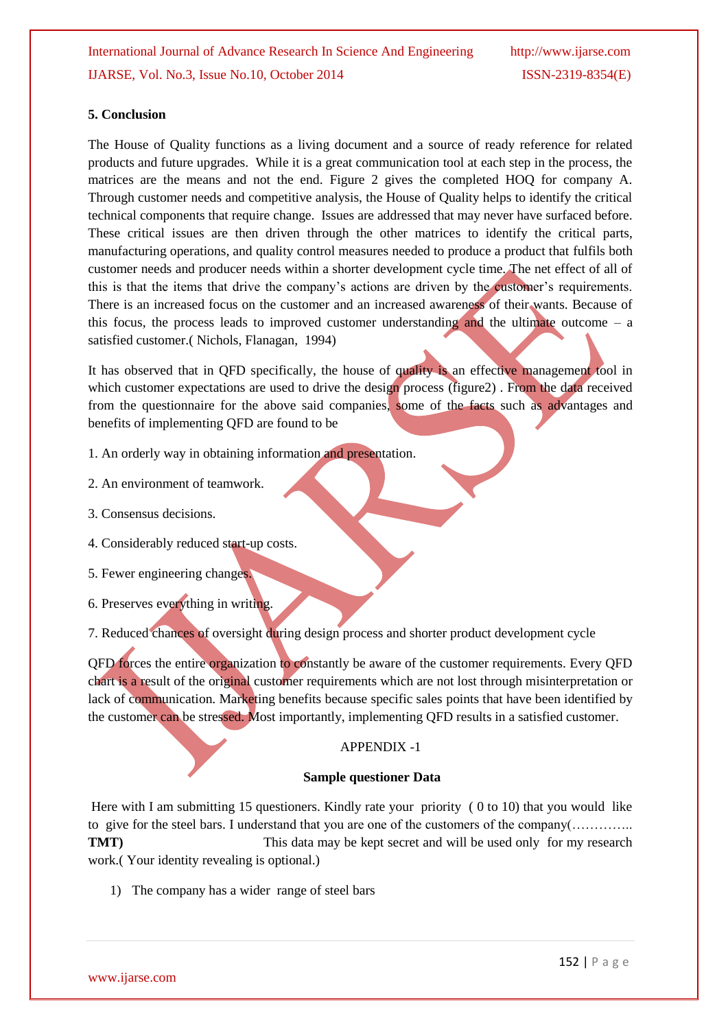## 5. Conclusion

The House of Quality functions as a living document and a source of ready reference for related products and future upgrades. While it is a great communication tool at each step in the process, the matrices are the means and not the end. Figure 2 gives the completed HOQ for company A. Through customer needs and competitive analysis, the House of Quality helps to identify the critical technical components that require change. Issues are addressed that may never have surfaced before. These critical issues are then driven through the other matrices to identify the critical parts, manufacturing operations, and quality control measures needed to produce a product that fulfils both customer needs and producer needs within a shorter development cycle time. The net effect of all of this is that the items that drive the company's actions are driven by the customer's requirements. There is an increased focus on the customer and an increased awareness of their wants. Because of this focus, the process leads to improved customer understanding and the ultimate outcome – a satisfied customer.( Nichols, Flanagan, 1994)

It has observed that in QFD specifically, the house of quality is an effective management tool in which customer expectations are used to drive the design process (figure2) . From the data received from the questionnaire for the above said companies, some of the facts such as advantages and benefits of implementing QFD are found to be

1. An orderly way in obtaining information and presentation.

2. An environment of teamwork.

3. Consensus decisions.

4. Considerably reduced start-up costs.

5. Fewer engineering changes.

6. Preserves everything in writing.

7. Reduced chances of oversight during design process and shorter product development cycle

QFD forces the entire organization to constantly be aware of the customer requirements. Every QFD chart is a result of the original customer requirements which are not lost through misinterpretation or lack of communication. Marketing benefits because specific sales points that have been identified by the customer can be stressed. Most importantly, implementing QFD results in a satisfied customer.

APPENDIX -1

**Sample questioner Data**

Here with I am submitting 15 questioners. Kindly rate your priority ( 0 to 10) that you would like to give for the steel bars. I understand that you are one of the customers of the company(………….. **TMT)** This data may be kept secret and will be used only for my research work.( Your identity revealing is optional.)

1) The company has a wider range of steel bars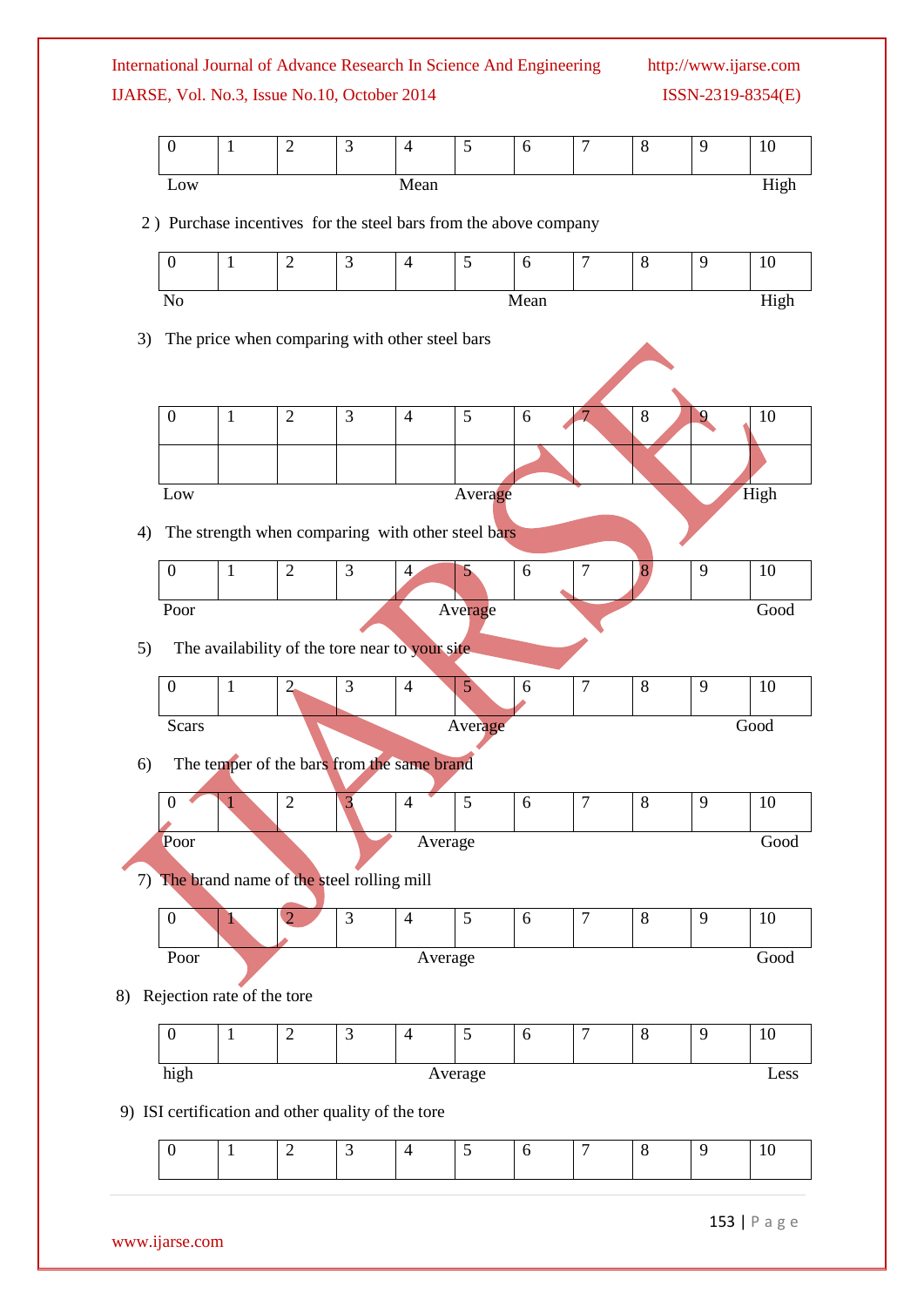| 0 | 1 | 2 | 3 | 4 | 5 | 6 | 7 | 8 | 9 | 10 |
|---|---|---|---|---|---|---|---|---|---|---|

Low Mean High

2 ) Purchase incentives for the steel bars from the above company

| 0 | 1 | 2 | 3 | 4 | 5 | 6 | 7 | 8 | 9 | 10 |
|---|---|---|---|---|---|---|---|---|---|---|

No Mean High

3) The price when comparing with other steel bars

| 0 | 1 | 2 | 3 | 4 | 5 | 6 | 7 | 8 | 9 | 10 |
|---|---|---|---|---|---|---|---|---|---|---|
| | | | | | | | | | | |

Low Average High

4) The strength when comparing with other steel bars

| 0 | 1 | 2 | 3 | 4 | 5 | 6 | 7 | 8 | 9 | 10 |
|---|---|---|---|---|---|---|---|---|---|---|

Poor Average Good

5) The availability of the tore near to your site

| 0 | 1 | 2 | 3 | 4 | 5 | 6 | 7 | 8 | 9 | 10 |
|---|---|---|---|---|---|---|---|---|---|---|

Scars Average Good

6) The temper of the bars from the same brand

| 0 | 1 | 2 | 3 | 4 | 5 | 6 | 7 | 8 | 9 | 10 |
|---|---|---|---|---|---|---|---|---|---|---|

Poor Average Good

7) The brand name of the steel rolling mill

| 0 | 1 | 2 | 3 | 4 | 5 | 6 | 7 | 8 | 9 | 10 |
|---|---|---|---|---|---|---|---|---|---|---|

Poor Average Good

8) Rejection rate of the tore

| 0 | 1 | 2 | 3 | 4 | 5 | 6 | 7 | 8 | 9 | 10 |
|---|---|---|---|---|---|---|---|---|---|---|

high Average Less

9) ISI certification and other quality of the tore

| 0 | 1 | 2 | 3 | 4 | 5 | 6 | 7 | 8 | 9 | 10 |
|---|---|---|---|---|---|---|---|---|---|---|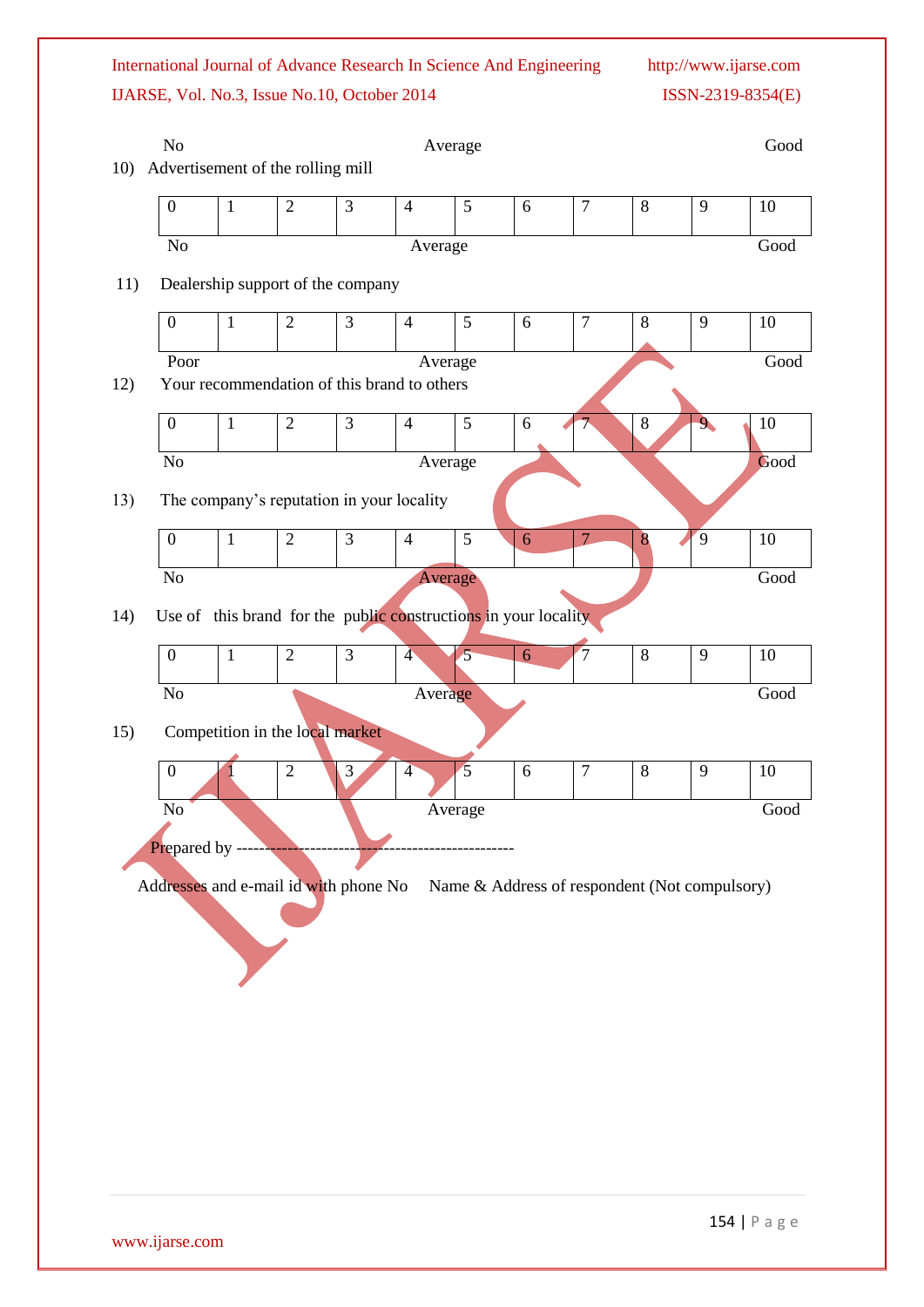No Average Good

10) Advertisement of the rolling mill

| 0 | 1 | 2 | 3 | 4 | 5 | 6 | 7 | 8 | 9 | 10 |
|---|---|---|---|---|---|---|---|---|---|---|

No Average Good

11) Dealership support of the company

| 0 | 1 | 2 | 3 | 4 | 5 | 6 | 7 | 8 | 9 | 10 |
|---|---|---|---|---|---|---|---|---|---|---|

Poor Average Good

12) Your recommendation of this brand to others

| 0 | 1 | 2 | 3 | 4 | 5 | 6 | 7 | 8 | 9 | 10 |
|---|---|---|---|---|---|---|---|---|---|---|

No Average Good

13) The company's reputation in your locality

| 0 | 1 | 2 | 3 | 4 | 5 | 6 | 7 | 8 | 9 | 10 |
|---|---|---|---|---|---|---|---|---|---|---|

No Average Good

14) Use of this brand for the public constructions in your locality

| 0 | 1 | 2 | 3 | 4 | 5 | 6 | 7 | 8 | 9 | 10 |
|---|---|---|---|---|---|---|---|---|---|---|

No Average Good

15) Competition in the local market

| 0 | 1 | 2 | 3 | 4 | 5 | 6 | 7 | 8 | 9 | 10 |
|---|---|---|---|---|---|---|---|---|---|---|

No Average Good

Prepared by -------------------------------------------------

Addresses and e-mail id with phone No Name & Address of respondent (Not compulsory)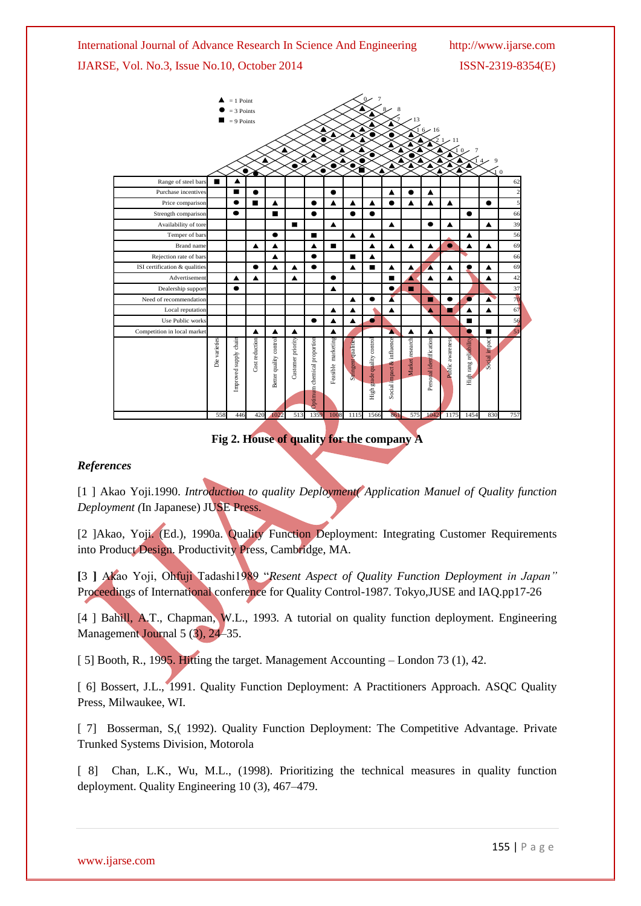▲ = 1 Point
● = 3 Points
■ = 9 Points

| | Die varieties | Improved supply chain | Cost reduction | Better quality control | Customer priority | Optimum chemical proportion | Feasible marketing | Stringent qualities | High grade quality control | Social impact & influence | Market research | Personal identification | Public awareness | High rang reliability | Social impact | |
|---|---|---|---|---|---|---|---|---|---|---|---|---|---|---|---|---|
| Range of steel bars | ■ | ▲ | | | | | | | | | | | | | | 62 |
| Purchase incentives | | ■ | ● | | | | ● | | | ▲ | ● | ▲ | | | | 2 |
| Price comparison | | ● | ■ | ▲ | | ● | ▲ | ▲ | ▲ | ● | ▲ | ▲ | ▲ | | ● | 5 |
| Strength comparison | | ● | | ■ | | ● | | ● | ● | | | | | ● | | 66 |
| Availability of tore | | | | | ■ | | ▲ | | | ▲ | | ● | ▲ | | ▲ | 39 |
| Temper of bars | | | | ● | | ■ | | ▲ | ▲ | | | | | ▲ | | 56 |
| Brand name | | | ▲ | ▲ | | ▲ | ■ | | ▲ | ▲ | ▲ | ▲ | ● | ▲ | ▲ | 69 |
| Rejection rate of bars | | | | ▲ | | ● | | ■ | ▲ | | | | | | | 66 |
| ISI certification & qualities | | | ● | ▲ | ▲ | ● | | ▲ | ■ | ▲ | ▲ | ▲ | ▲ | ● | ▲ | 69 |
| Advertisement | | ▲ | ▲ | | ▲ | | ● | | | ■ | ▲ | ▲ | ▲ | | ▲ | 42 |
| Dealership support | | ● | | | | | ▲ | | | ● | ■ | | | | | 37 |
| Need of recommendation | | | | | | | | ▲ | ● | ▲ | | ■ | ● | ● | ▲ | 70 |
| Local reputation | | | | | | | ▲ | ▲ | | ▲ | | ▲ | ■ | ▲ | ▲ | 67 |
| Use Public works | | | | | | ● | ▲ | ▲ | ● | | | | | ■ | | 56 |
| Competition in local market | | | ▲ | ▲ | ▲ | | ▲ | | | ▲ | ▲ | ▲ | | ● | ■ | 51 |
| | 558 | 446 | 420 | 1022 | 513 | 1359 | 1008 | 1115 | 1566 | 861 | 575 | 1042 | 1175 | 1454 | 830 | 757 |

Fig 2. House of quality for the company A

### *References*

[1 ] Akao Yoji.1990. *Introduction to quality Deployment( Application Manuel of Quality function Deployment (*In Japanese) JUSE Press.

[2 ]Akao, Yoji. (Ed.), 1990a. Quality Function Deployment: Integrating Customer Requirements into Product Design. Productivity Press, Cambridge, MA.

**[**3 **]** Akao Yoji, Ohfuji Tadashi1989 "*Resent Aspect of Quality Function Deployment in Japan"* Proceedings of International conference for Quality Control-1987. Tokyo,JUSE and IAQ.pp17-26

[4 ] Bahill, A.T., Chapman, W.L., 1993. A tutorial on quality function deployment. Engineering Management Journal 5 (3), 24–35.

[ 5] Booth, R., 1995. Hitting the target. Management Accounting – London 73 (1), 42.

[ 6] Bossert, J.L., 1991. Quality Function Deployment: A Practitioners Approach. ASQC Quality Press, Milwaukee, WI.

[ 7] Bosserman, S,( 1992). Quality Function Deployment: The Competitive Advantage. Private Trunked Systems Division, Motorola

[ 8] Chan, L.K., Wu, M.L., (1998). Prioritizing the technical measures in quality function deployment. Quality Engineering 10 (3), 467–479.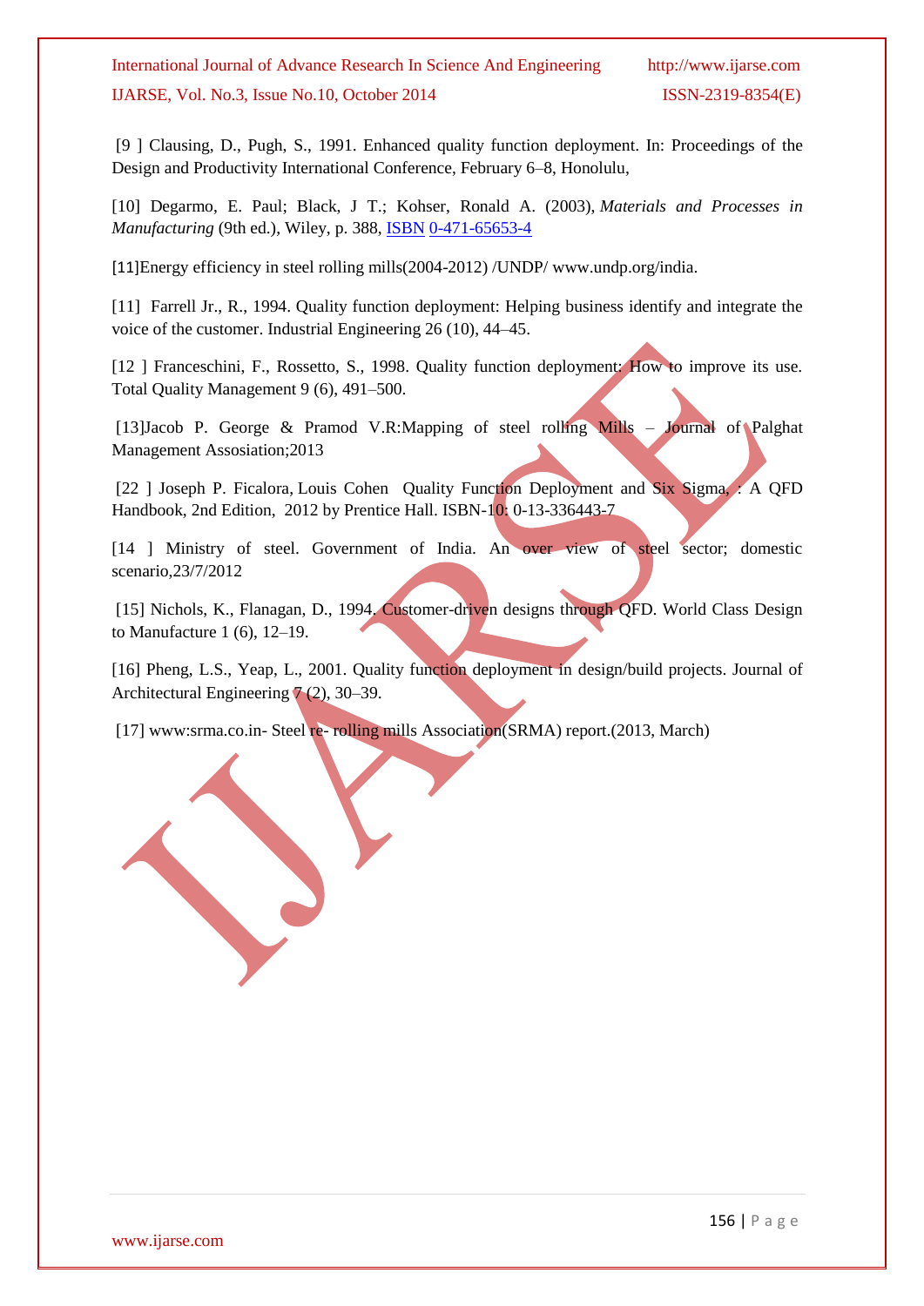[9 ] Clausing, D., Pugh, S., 1991. Enhanced quality function deployment. In: Proceedings of the Design and Productivity International Conference, February 6–8, Honolulu,

[10] Degarmo, E. Paul; Black, J T.; Kohser, Ronald A. (2003), *Materials and Processes in Manufacturing* (9th ed.), Wiley, p. 388, ISBN 0-471-65653-4

[11]Energy efficiency in steel rolling mills(2004-2012) /UNDP/ www.undp.org/india.

[11] Farrell Jr., R., 1994. Quality function deployment: Helping business identify and integrate the voice of the customer. Industrial Engineering 26 (10), 44–45.

[12 ] Franceschini, F., Rossetto, S., 1998. Quality function deployment: How to improve its use. Total Quality Management 9 (6), 491–500.

[13]Jacob P. George & Pramod V.R:Mapping of steel rolling Mills – Journal of Palghat Management Assosiation;2013

[22 ] Joseph P. Ficalora, Louis Cohen Quality Function Deployment and Six Sigma, : A QFD Handbook, 2nd Edition, 2012 by Prentice Hall. ISBN-10: 0-13-336443-7

[14 ] Ministry of steel. Government of India. An over view of steel sector; domestic scenario,23/7/2012

[15] Nichols, K., Flanagan, D., 1994. Customer-driven designs through QFD. World Class Design to Manufacture 1 (6), 12–19.

[16] Pheng, L.S., Yeap, L., 2001. Quality function deployment in design/build projects. Journal of Architectural Engineering 7 (2), 30–39.

[17] www:srma.co.in- Steel re- rolling mills Association(SRMA) report.(2013, March)